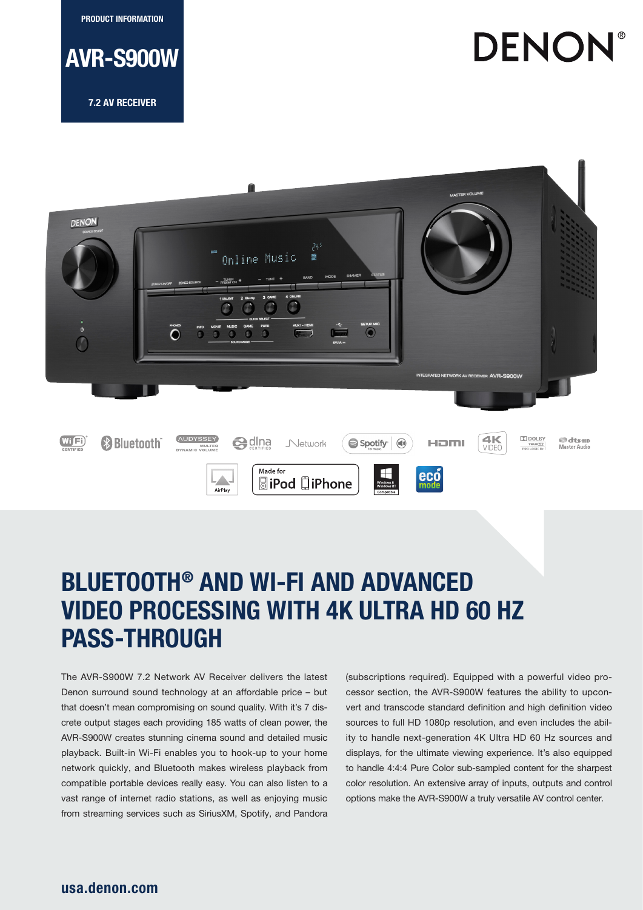PRODUCT INFORMATION

# AVR-S900W

7.2 AV RECEIVER

DENON®

## BLUETOOTH® AND WI-FI AND ADVANCED VIDEO PROCESSING WITH 4K ULTRA HD 60 HZ PASS-THROUGH

The AVR-S900W 7.2 Network AV Receiver delivers the latest Denon surround sound technology at an affordable price – but that doesn't mean compromising on sound quality. With it's 7 discrete output stages each providing 185 watts of clean power, the AVR-S900W creates stunning cinema sound and detailed music playback. Built-in Wi-Fi enables you to hook-up to your home network quickly, and Bluetooth makes wireless playback from compatible portable devices really easy. You can also listen to a vast range of internet radio stations, as well as enjoying music from streaming services such as SiriusXM, Spotify, and Pandora (subscriptions required). Equipped with a powerful video processor section, the AVR-S900W features the ability to upconvert and transcode standard definition and high definition video sources to full HD 1080p resolution, and even includes the ability to handle next-generation 4K Ultra HD 60 Hz sources and displays, for the ultimate viewing experience. It's also equipped to handle 4:4:4 Pure Color sub-sampled content for the sharpest color resolution. An extensive array of inputs, outputs and control options make the AVR-S900W a truly versatile AV control center.

usa.denon.com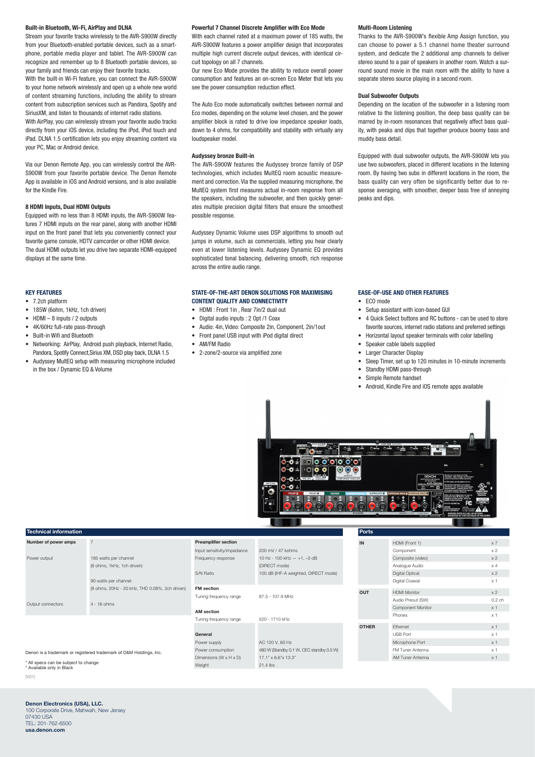### Built-in Bluetooth, Wi-Fi, AirPlay and DLNA

Stream your favorite tracks wirelessly to the AVR-S900W directly from your Bluetooth-enabled portable devices, such as a smartphone, portable media player and tablet. The AVR-S900W can recognize and remember up to 8 Bluetooth portable devices, so your family and friends can enjoy their favorite tracks.

With the built-in Wi-Fi feature, you can connect the AVR-S900W to your home network wirelessly and open up a whole new world of content streaming functions, including the ability to stream content from subscription services such as Pandora, Spotify and SiriusXM, and listen to thousands of internet radio stations.

With AirPlay, you can wirelessly stream your favorite audio tracks directly from your iOS device, including the iPod, iPod touch and iPad. DLNA 1.5 certification lets you enjoy streaming content via your PC, Mac or Android device.

Via our Denon Remote App, you can wirelessly control the AVR-S900W from your favorite portable device. The Denon Remote App is available in iOS and Android versions, and is also available for the Kindle Fire.

### 8 HDMI Inputs, Dual HDMI Outputs

Equipped with no less than 8 HDMI inputs, the AVR-S900W features 7 HDMI inputs on the rear panel, along with another HDMI input on the front panel that lets you conveniently connect your favorite game console, HDTV camcorder or other HDMI device. The dual HDMI outputs let you drive two separate HDMI-equipped displays at the same time.

### Powerful 7 Channel Discrete Amplifier with Eco Mode

With each channel rated at a maximum power of 185 watts, the AVR-S900W features a power amplifier design that incorporates multiple high current discrete output devices, with identical circuit topology on all 7 channels.

Our new Eco Mode provides the ability to reduce overall power consumption and features an on-screen Eco Meter that lets you see the power consumption reduction effect.

The Auto Eco mode automatically switches between normal and Eco modes, depending on the volume level chosen, and the power amplifier block is rated to drive low impedance speaker loads, down to 4 ohms, for compatibility and stability with virtually any loudspeaker model.

### Audyssey bronze Built-in

The AVR-S900W features the Audyssey bronze family of DSP technologies, which includes MultEQ room acoustic measurement and correction. Via the supplied measuring microphone, the MultEQ system first measures actual in-room response from all the speakers, including the subwoofer, and then quickly generates multiple precision digital filters that ensure the smoothest possible response.

Audyssey Dynamic Volume uses DSP algorithms to smooth out jumps in volume, such as commercials, letting you hear clearly even at lower listening levels. Audyssey Dynamic EQ provides sophisticated tonal balancing, delivering smooth, rich response across the entire audio range.

### Multi-Room Listening

Thanks to the AVR-S900W's flexible Amp Assign function, you can choose to power a 5.1 channel home theater surround system, and dedicate the 2 additional amp channels to deliver stereo sound to a pair of speakers in another room. Watch a surround sound movie in the main room with the ability to have a separate stereo source playing in a second room.

### Dual Subwoofer Outputs

Depending on the location of the subwoofer in a listening room relative to the listening position, the deep bass quality can be marred by in-room resonances that negatively affect bass quality, with peaks and dips that together produce boomy bass and muddy bass detail.

Equipped with dual subwoofer outputs, the AVR-S900W lets you use two subwoofers, placed in different locations in the listening room. By having two subs in different locations in the room, the bass quality can very often be significantly better due to response averaging, with smoother, deeper bass free of annoying peaks and dips.

### KEY FEATURES

- 7.2ch platform
- 185W (6ohm, 1kHz, 1ch driven)
- HDMI – 8 inputs / 2 outputs
- 4K/60Hz full-rate pass-through
- Built-in Wifi and Bluetooth
- Networking: AirPlay, Android push playback, Internet Radio, Pandora, Spotify Connect,Sirius XM, DSD play back, DLNA 1.5
- Audyssey MultEQ setup with measuring microphone included in the box / Dynamic EQ & Volume

### STATE-OF-THE-ART DENON SOLUTIONS FOR MAXIMISING CONTENT QUALITY AND CONNECTIVITY

- HDMI : Front 1in , Rear 7in/2 dual out
- Digital audio inputs : 2 Opt /1 Coax
- Audio: 4in, Video: Composite 2in, Component, 2in/1out
- Front panel USB input with iPod digital direct
- AM/FM Radio
- 2-zone/2-source via amplified zone

### EASE-OF-USE AND OTHER FEATURES

- ECO mode
- Setup assistant with icon-based GUI
- 4 Quick Select buttons and RC buttons - can be used to store favorite sources, internet radio stations and preferred settings
- Horizontal layout speaker terminals with color labelling
- Speaker cable labels supplied
- Larger Character Display
- Sleep Timer, set up to 120 minutes in 10-minute increments
- Standby HDMI pass-through
- Simple Remote handset
- Android, Kindle Fire and iOS remote apps available

### Technical information

| | |
|---|---|
| Number of power amps | 7 |
| Power output | 185 watts per channel (6 ohms, 1kHz, 1ch driven) |
| | 90 watts per channel (8 ohms, 20Hz - 20 kHz, THD 0.08%, 2ch driven) |
| Output connectors | 4 - 16 ohms |

| | |
|---|---|
| **Preamplifier section** | |
| Input sensitivity/impedance | 200 mV / 47 kohms |
| Frequency response | 10 Hz - 100 kHz — +1, –3 dB (DIRECT mode) |
| S/N Ratio | 100 dB (IHF-A weighted, DIRECT mode) |
| **FM section** | |
| Tuning frequency range | 87.5 - 107.9 MHz |
| **AM section** | |
| Tuning frequency range | 520 - 1710 kHz |
| **General** | |
| Power supply | AC 120 V, 60 Hz |
| Power consumption | 460 W (Standby 0.1 W, CEC standby 0.5 W) |
| Dimensions (W x H x D) | 17.1" x 6.6"x 13.3" |
| Weight | 21.4 lbs |

### Ports

| | | |
|---|---|---|
| IN | HDMI (Front 1) | x 7 |
| | Component | x 2 |
| | Composite (video) | x 2 |
| | Analogue Audio | x 4 |
| | Digital Optical | x 2 |
| | Digital Coaxial | x 1 |
| OUT | HDMI Monitor | x 2 |
| | Audio Preout (SW) | 0.2 ch |
| | Component Monitor | x 1 |
| | Phones | x 1 |
| OTHER | Ethernet | x 1 |
| | USB Port | x 1 |
| | Microphone Port | x 1 |
| | FM Tuner Antenna | x 1 |
| | AM Tuner Antenna | x 1 |

Denon is a trademark or registered trademark of D&M Holdings, Inc.

* All specs can be subject to change
* Available only in Black

|V01|

**Denon Electronics (USA), LLC.**
100 Corporate Drive, Mahwah, New Jersey
07430 USA
TEL: 201-762-6500
**usa.denon.com**